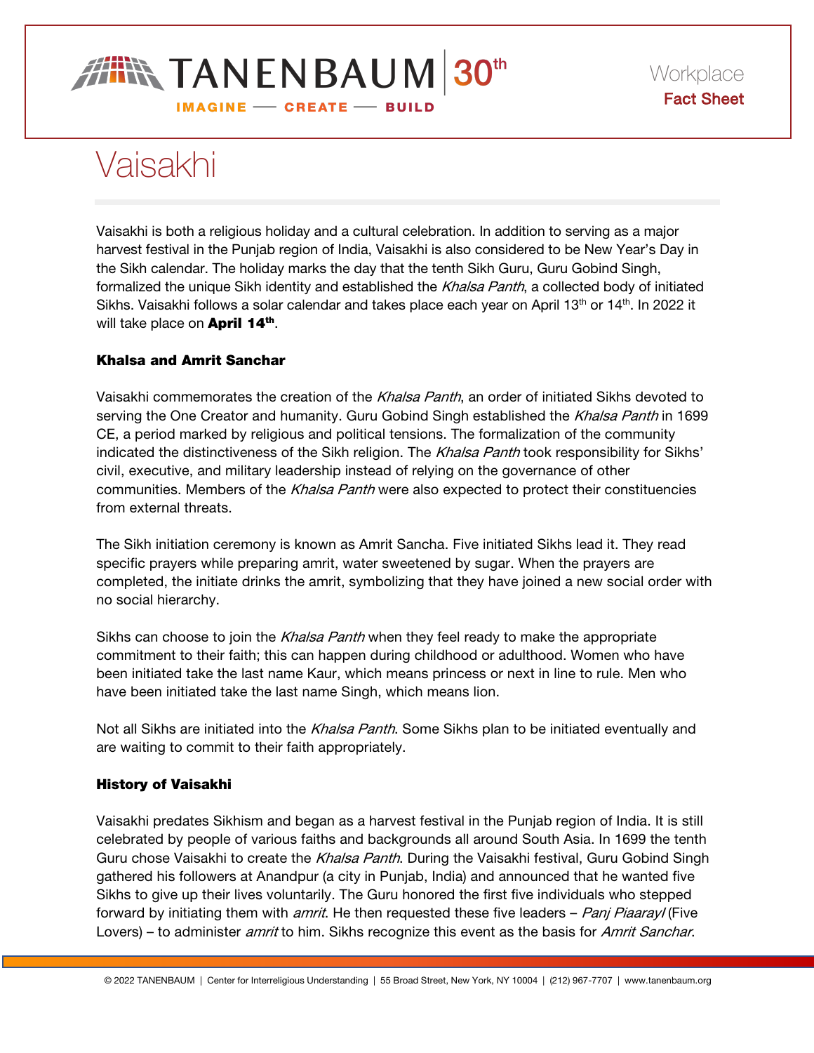Workplace
**Fact Sheet**

# Vaisakhi

Vaisakhi is both a religious holiday and a cultural celebration. In addition to serving as a major harvest festival in the Punjab region of India, Vaisakhi is also considered to be New Year's Day in the Sikh calendar. The holiday marks the day that the tenth Sikh Guru, Guru Gobind Singh, formalized the unique Sikh identity and established the *Khalsa Panth*, a collected body of initiated Sikhs. Vaisakhi follows a solar calendar and takes place each year on April 13th or 14th. In 2022 it will take place on **April 14th**.

### Khalsa and Amrit Sanchar

Vaisakhi commemorates the creation of the *Khalsa Panth*, an order of initiated Sikhs devoted to serving the One Creator and humanity. Guru Gobind Singh established the *Khalsa Panth* in 1699 CE, a period marked by religious and political tensions. The formalization of the community indicated the distinctiveness of the Sikh religion. The *Khalsa Panth* took responsibility for Sikhs' civil, executive, and military leadership instead of relying on the governance of other communities. Members of the *Khalsa Panth* were also expected to protect their constituencies from external threats.

The Sikh initiation ceremony is known as Amrit Sancha. Five initiated Sikhs lead it. They read specific prayers while preparing amrit, water sweetened by sugar. When the prayers are completed, the initiate drinks the amrit, symbolizing that they have joined a new social order with no social hierarchy.

Sikhs can choose to join the *Khalsa Panth* when they feel ready to make the appropriate commitment to their faith; this can happen during childhood or adulthood. Women who have been initiated take the last name Kaur, which means princess or next in line to rule. Men who have been initiated take the last name Singh, which means lion.

Not all Sikhs are initiated into the *Khalsa Panth*. Some Sikhs plan to be initiated eventually and are waiting to commit to their faith appropriately.

### History of Vaisakhi

Vaisakhi predates Sikhism and began as a harvest festival in the Punjab region of India. It is still celebrated by people of various faiths and backgrounds all around South Asia. In 1699 the tenth Guru chose Vaisakhi to create the *Khalsa Panth*. During the Vaisakhi festival, Guru Gobind Singh gathered his followers at Anandpur (a city in Punjab, India) and announced that he wanted five Sikhs to give up their lives voluntarily. The Guru honored the first five individuals who stepped forward by initiating them with *amrit*. He then requested these five leaders – *Panj Piaarayl* (Five Lovers) – to administer *amrit* to him. Sikhs recognize this event as the basis for *Amrit Sanchar*.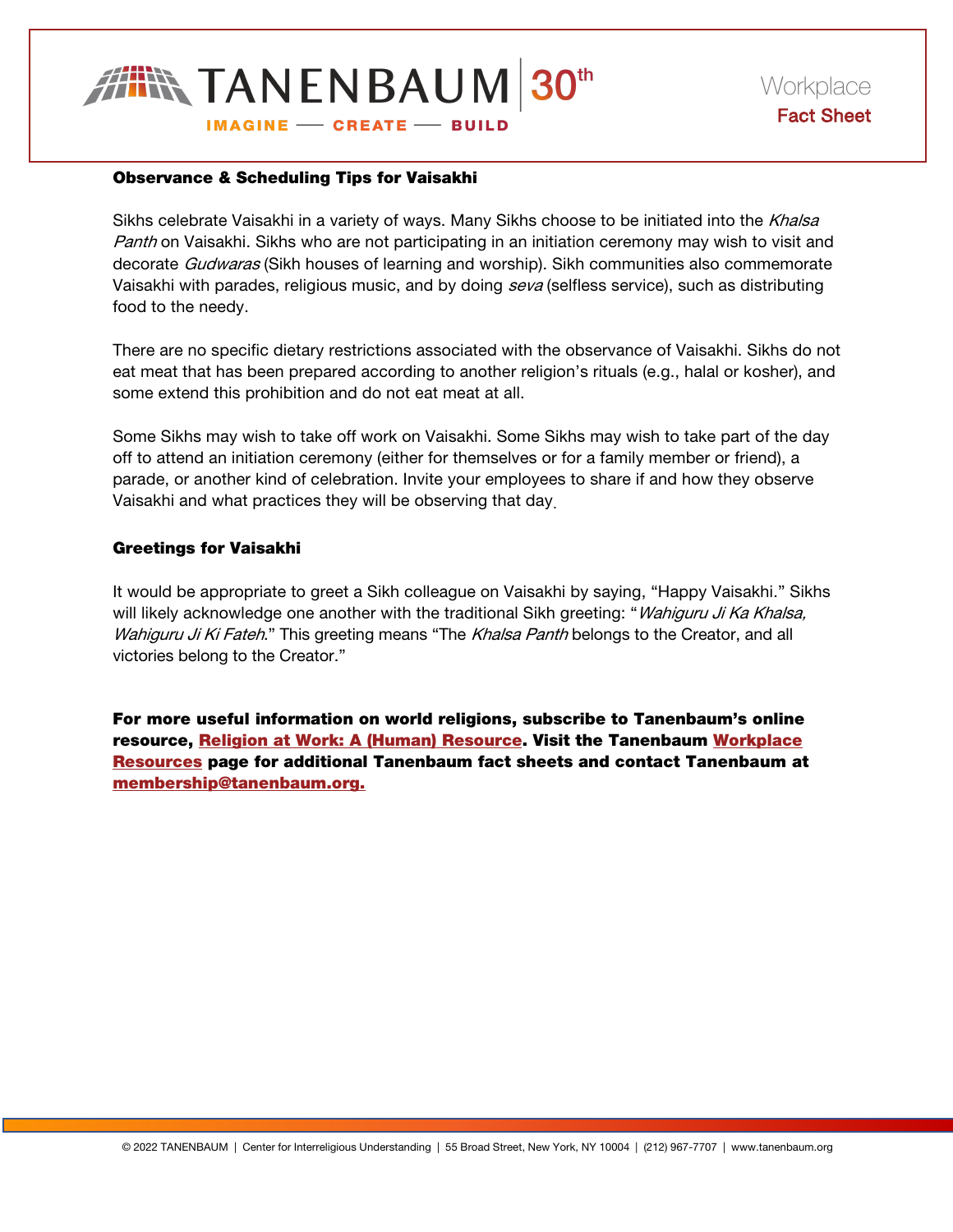**Observance & Scheduling Tips for Vaisakhi**

Sikhs celebrate Vaisakhi in a variety of ways. Many Sikhs choose to be initiated into the *Khalsa Panth* on Vaisakhi. Sikhs who are not participating in an initiation ceremony may wish to visit and decorate *Gudwaras* (Sikh houses of learning and worship). Sikh communities also commemorate Vaisakhi with parades, religious music, and by doing *seva* (selfless service), such as distributing food to the needy.

There are no specific dietary restrictions associated with the observance of Vaisakhi. Sikhs do not eat meat that has been prepared according to another religion's rituals (e.g., halal or kosher), and some extend this prohibition and do not eat meat at all.

Some Sikhs may wish to take off work on Vaisakhi. Some Sikhs may wish to take part of the day off to attend an initiation ceremony (either for themselves or for a family member or friend), a parade, or another kind of celebration. Invite your employees to share if and how they observe Vaisakhi and what practices they will be observing that day.

**Greetings for Vaisakhi**

It would be appropriate to greet a Sikh colleague on Vaisakhi by saying, "Happy Vaisakhi." Sikhs will likely acknowledge one another with the traditional Sikh greeting: "*Wahiguru Ji Ka Khalsa, Wahiguru Ji Ki Fateh*." This greeting means "The *Khalsa Panth* belongs to the Creator, and all victories belong to the Creator."

**For more useful information on world religions, subscribe to Tanenbaum's online resource, Religion at Work: A (Human) Resource. Visit the Tanenbaum Workplace Resources page for additional Tanenbaum fact sheets and contact Tanenbaum at membership@tanenbaum.org.**